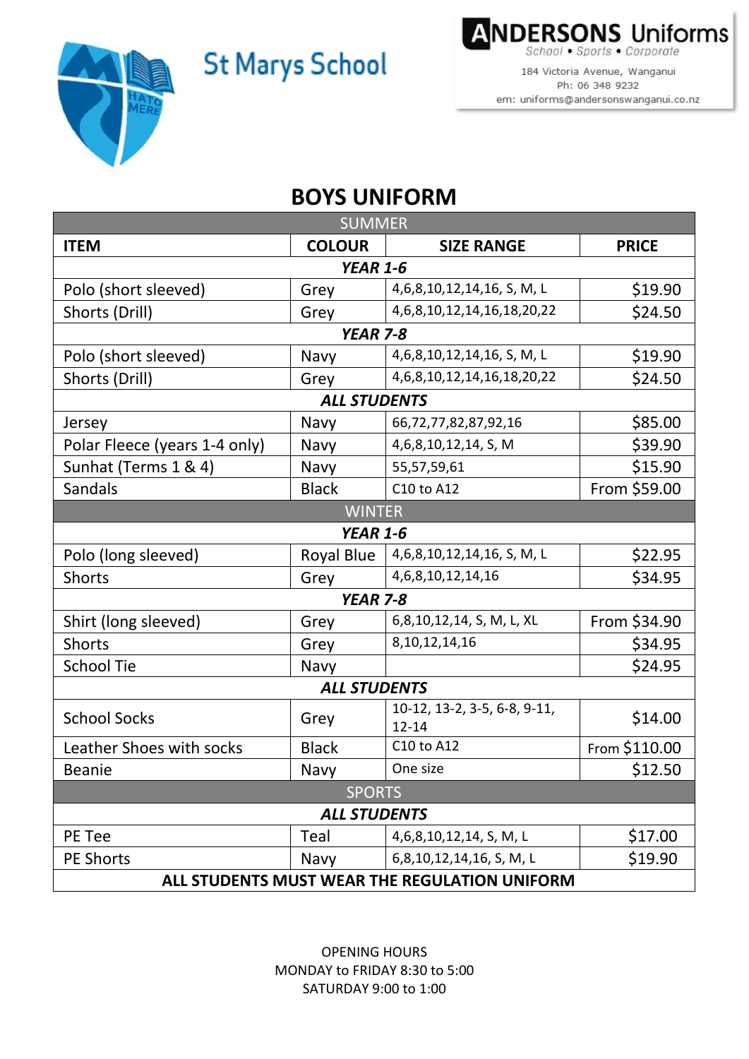# St Marys School

**ANDERSONS Uniforms**
School • Sports • Corporate
184 Victoria Avenue, Wanganui
Ph: 06 348 9232
em: uniforms@andersonswanganui.co.nz

## BOYS UNIFORM

| SUMMER | | | |
|---|---|---|---|
| **ITEM** | **COLOUR** | **SIZE RANGE** | **PRICE** |
| ***YEAR 1-6*** | | | |
| Polo (short sleeved) | Grey | 4,6,8,10,12,14,16, S, M, L | $19.90 |
| Shorts (Drill) | Grey | 4,6,8,10,12,14,16,18,20,22 | $24.50 |
| ***YEAR 7-8*** | | | |
| Polo (short sleeved) | Navy | 4,6,8,10,12,14,16, S, M, L | $19.90 |
| Shorts (Drill) | Grey | 4,6,8,10,12,14,16,18,20,22 | $24.50 |
| ***ALL STUDENTS*** | | | |
| Jersey | Navy | 66,72,77,82,87,92,16 | $85.00 |
| Polar Fleece (years 1-4 only) | Navy | 4,6,8,10,12,14, S, M | $39.90 |
| Sunhat (Terms 1 & 4) | Navy | 55,57,59,61 | $15.90 |
| Sandals | Black | C10 to A12 | From $59.00 |
| WINTER | | | |
| ***YEAR 1-6*** | | | |
| Polo (long sleeved) | Royal Blue | 4,6,8,10,12,14,16, S, M, L | $22.95 |
| Shorts | Grey | 4,6,8,10,12,14,16 | $34.95 |
| ***YEAR 7-8*** | | | |
| Shirt (long sleeved) | Grey | 6,8,10,12,14, S, M, L, XL | From $34.90 |
| Shorts | Grey | 8,10,12,14,16 | $34.95 |
| School Tie | Navy | | $24.95 |
| ***ALL STUDENTS*** | | | |
| School Socks | Grey | 10-12, 13-2, 3-5, 6-8, 9-11, 12-14 | $14.00 |
| Leather Shoes with socks | Black | C10 to A12 | From $110.00 |
| Beanie | Navy | One size | $12.50 |
| SPORTS | | | |
| ***ALL STUDENTS*** | | | |
| PE Tee | Teal | 4,6,8,10,12,14, S, M, L | $17.00 |
| PE Shorts | Navy | 6,8,10,12,14,16, S, M, L | $19.90 |
| **ALL STUDENTS MUST WEAR THE REGULATION UNIFORM** | | | |

OPENING HOURS
MONDAY to FRIDAY 8:30 to 5:00
SATURDAY 9:00 to 1:00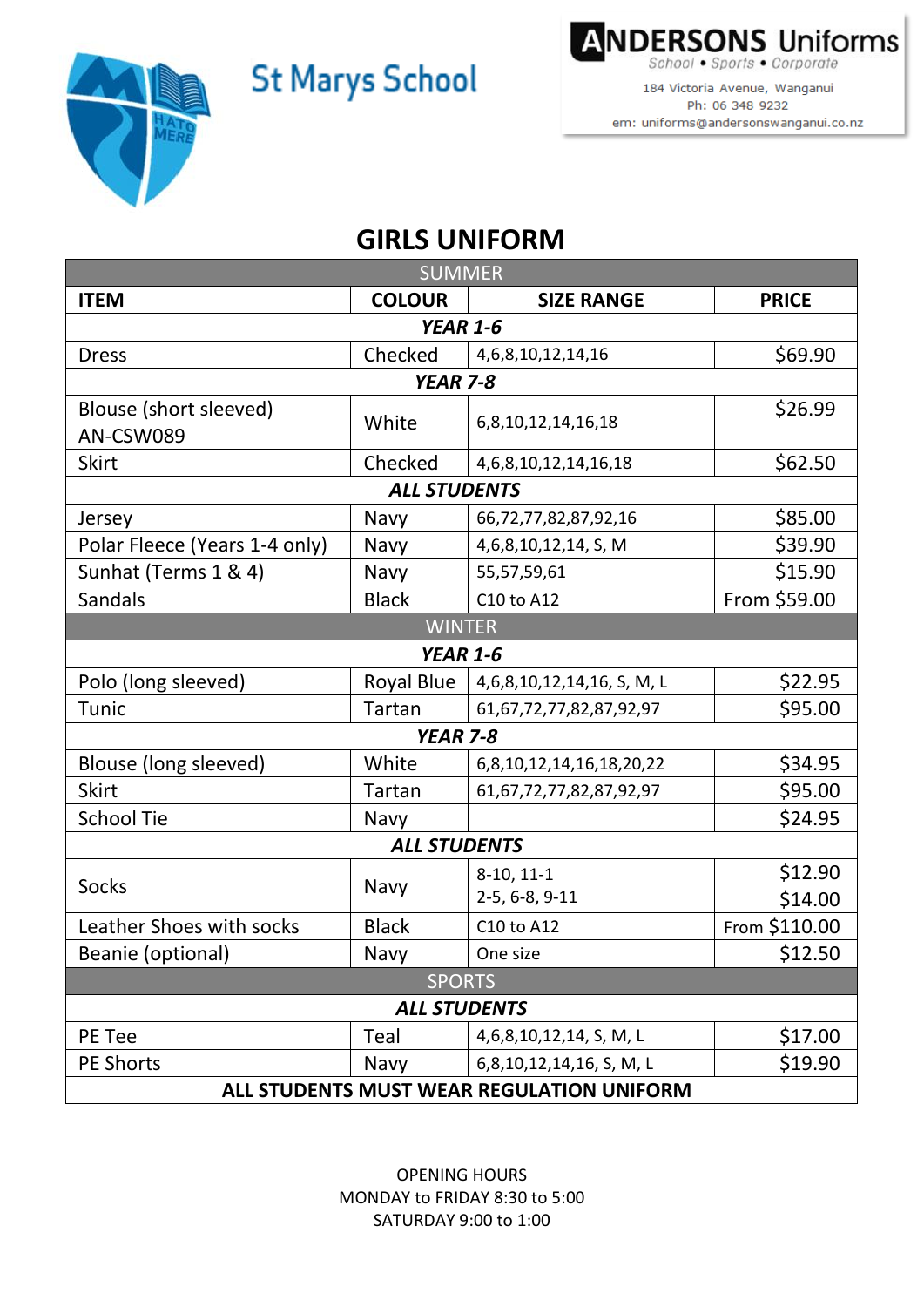St Marys School

**ANDERSONS Uniforms**
School • Sports • Corporate
184 Victoria Avenue, Wanganui
Ph: 06 348 9232
em: uniforms@andersonswanganui.co.nz

# GIRLS UNIFORM

| ITEM | COLOUR | SIZE RANGE | PRICE |
|---|---|---|---|
| **SUMMER** | | | |
| ***YEAR 1-6*** | | | |
| Dress | Checked | 4,6,8,10,12,14,16 | $69.90 |
| ***YEAR 7-8*** | | | |
| Blouse (short sleeved) AN-CSW089 | White | 6,8,10,12,14,16,18 | $26.99 |
| Skirt | Checked | 4,6,8,10,12,14,16,18 | $62.50 |
| ***ALL STUDENTS*** | | | |
| Jersey | Navy | 66,72,77,82,87,92,16 | $85.00 |
| Polar Fleece (Years 1-4 only) | Navy | 4,6,8,10,12,14, S, M | $39.90 |
| Sunhat (Terms 1 & 4) | Navy | 55,57,59,61 | $15.90 |
| Sandals | Black | C10 to A12 | From $59.00 |
| **WINTER** | | | |
| ***YEAR 1-6*** | | | |
| Polo (long sleeved) | Royal Blue | 4,6,8,10,12,14,16, S, M, L | $22.95 |
| Tunic | Tartan | 61,67,72,77,82,87,92,97 | $95.00 |
| ***YEAR 7-8*** | | | |
| Blouse (long sleeved) | White | 6,8,10,12,14,16,18,20,22 | $34.95 |
| Skirt | Tartan | 61,67,72,77,82,87,92,97 | $95.00 |
| School Tie | Navy | | $24.95 |
| ***ALL STUDENTS*** | | | |
| Socks | Navy | 8-10, 11-1<br>2-5, 6-8, 9-11 | $12.90<br>$14.00 |
| Leather Shoes with socks | Black | C10 to A12 | From $110.00 |
| Beanie (optional) | Navy | One size | $12.50 |
| **SPORTS** | | | |
| ***ALL STUDENTS*** | | | |
| PE Tee | Teal | 4,6,8,10,12,14, S, M, L | $17.00 |
| PE Shorts | Navy | 6,8,10,12,14,16, S, M, L | $19.90 |
| **ALL STUDENTS MUST WEAR REGULATION UNIFORM** | | | |

OPENING HOURS
MONDAY to FRIDAY 8:30 to 5:00
SATURDAY 9:00 to 1:00